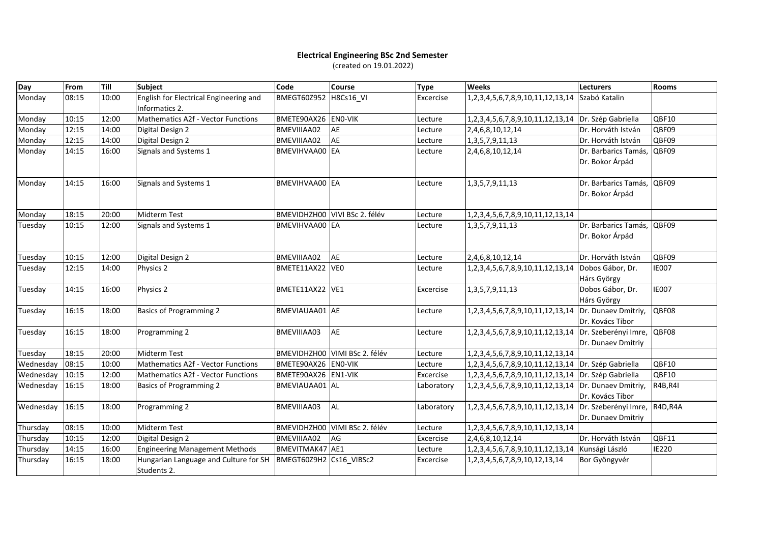**Electrical Engineering BSc 2nd Semester**
(created on 19.01.2022)

| Day | From | Till | Subject | Code | Course | Type | Weeks | Lecturers | Rooms |
|---|---|---|---|---|---|---|---|---|---|
| Monday | 08:15 | 10:00 | English for Electrical Engineering and Informatics 2. | BMEGT60Z952 | H8Cs16_VI | Excercise | 1,2,3,4,5,6,7,8,9,10,11,12,13,14 | Szabó Katalin | |
| Monday | 10:15 | 12:00 | Mathematics A2f - Vector Functions | BMETE90AX26 | EN0-VIK | Lecture | 1,2,3,4,5,6,7,8,9,10,11,12,13,14 | Dr. Szép Gabriella | QBF10 |
| Monday | 12:15 | 14:00 | Digital Design 2 | BMEVIIIAA02 | AE | Lecture | 2,4,6,8,10,12,14 | Dr. Horváth István | QBF09 |
| Monday | 12:15 | 14:00 | Digital Design 2 | BMEVIIIAA02 | AE | Lecture | 1,3,5,7,9,11,13 | Dr. Horváth István | QBF09 |
| Monday | 14:15 | 16:00 | Signals and Systems 1 | BMEVIHVAA00 | EA | Lecture | 2,4,6,8,10,12,14 | Dr. Barbarics Tamás, Dr. Bokor Árpád | QBF09 |
| Monday | 14:15 | 16:00 | Signals and Systems 1 | BMEVIHVAA00 | EA | Lecture | 1,3,5,7,9,11,13 | Dr. Barbarics Tamás, Dr. Bokor Árpád | QBF09 |
| Monday | 18:15 | 20:00 | Midterm Test | BMEVIDHZH00 | VIVI BSc 2. félév | Lecture | 1,2,3,4,5,6,7,8,9,10,11,12,13,14 | | |
| Tuesday | 10:15 | 12:00 | Signals and Systems 1 | BMEVIHVAA00 | EA | Lecture | 1,3,5,7,9,11,13 | Dr. Barbarics Tamás, Dr. Bokor Árpád | QBF09 |
| Tuesday | 10:15 | 12:00 | Digital Design 2 | BMEVIIIAA02 | AE | Lecture | 2,4,6,8,10,12,14 | Dr. Horváth István | QBF09 |
| Tuesday | 12:15 | 14:00 | Physics 2 | BMETE11AX22 | VE0 | Lecture | 1,2,3,4,5,6,7,8,9,10,11,12,13,14 | Dobos Gábor, Dr. Hárs György | IE007 |
| Tuesday | 14:15 | 16:00 | Physics 2 | BMETE11AX22 | VE1 | Excercise | 1,3,5,7,9,11,13 | Dobos Gábor, Dr. Hárs György | IE007 |
| Tuesday | 16:15 | 18:00 | Basics of Programming 2 | BMEVIAUAA01 | AE | Lecture | 1,2,3,4,5,6,7,8,9,10,11,12,13,14 | Dr. Dunaev Dmitriy, Dr. Kovács Tibor | QBF08 |
| Tuesday | 16:15 | 18:00 | Programming 2 | BMEVIIIAA03 | AE | Lecture | 1,2,3,4,5,6,7,8,9,10,11,12,13,14 | Dr. Szeberényi Imre, Dr. Dunaev Dmitriy | QBF08 |
| Tuesday | 18:15 | 20:00 | Midterm Test | BMEVIDHZH00 | VIMI BSc 2. félév | Lecture | 1,2,3,4,5,6,7,8,9,10,11,12,13,14 | | |
| Wednesday | 08:15 | 10:00 | Mathematics A2f - Vector Functions | BMETE90AX26 | EN0-VIK | Lecture | 1,2,3,4,5,6,7,8,9,10,11,12,13,14 | Dr. Szép Gabriella | QBF10 |
| Wednesday | 10:15 | 12:00 | Mathematics A2f - Vector Functions | BMETE90AX26 | EN1-VIK | Excercise | 1,2,3,4,5,6,7,8,9,10,11,12,13,14 | Dr. Szép Gabriella | QBF10 |
| Wednesday | 16:15 | 18:00 | Basics of Programming 2 | BMEVIAUAA01 | AL | Laboratory | 1,2,3,4,5,6,7,8,9,10,11,12,13,14 | Dr. Dunaev Dmitriy, Dr. Kovács Tibor | R4B,R4I |
| Wednesday | 16:15 | 18:00 | Programming 2 | BMEVIIIAA03 | AL | Laboratory | 1,2,3,4,5,6,7,8,9,10,11,12,13,14 | Dr. Szeberényi Imre, Dr. Dunaev Dmitriy | R4D,R4A |
| Thursday | 08:15 | 10:00 | Midterm Test | BMEVIDHZH00 | VIMI BSc 2. félév | Lecture | 1,2,3,4,5,6,7,8,9,10,11,12,13,14 | | |
| Thursday | 10:15 | 12:00 | Digital Design 2 | BMEVIIIAA02 | AG | Excercise | 2,4,6,8,10,12,14 | Dr. Horváth István | QBF11 |
| Thursday | 14:15 | 16:00 | Engineering Management Methods | BMEVITMAK47 | AE1 | Lecture | 1,2,3,4,5,6,7,8,9,10,11,12,13,14 | Kunsági László | IE220 |
| Thursday | 16:15 | 18:00 | Hungarian Language and Culture for SH Students 2. | BMEGT60Z9H2 | Cs16_VIBSc2 | Excercise | 1,2,3,4,5,6,7,8,9,10,12,13,14 | Bor Gyöngyvér | |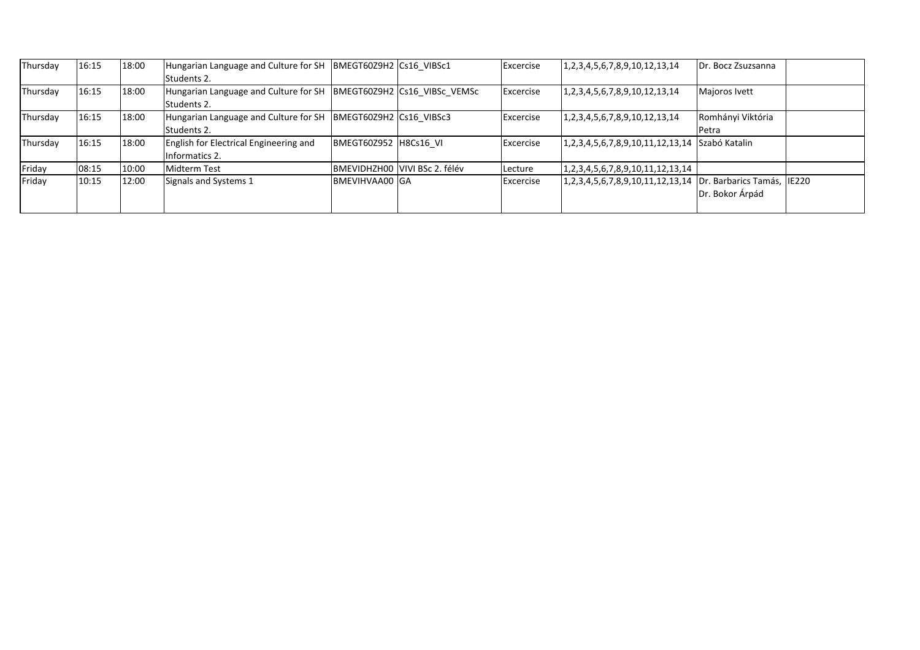| | | | | | | | | | |
|---|---|---|---|---|---|---|---|---|---|
| Thursday | 16:15 | 18:00 | Hungarian Language and Culture for SH Students 2. | BMEGT60Z9H2 | Cs16_VIBSc1 | Excercise | 1,2,3,4,5,6,7,8,9,10,12,13,14 | Dr. Bocz Zsuzsanna | |
| Thursday | 16:15 | 18:00 | Hungarian Language and Culture for SH Students 2. | BMEGT60Z9H2 | Cs16_VIBSc_VEMSc | Excercise | 1,2,3,4,5,6,7,8,9,10,12,13,14 | Majoros Ivett | |
| Thursday | 16:15 | 18:00 | Hungarian Language and Culture for SH Students 2. | BMEGT60Z9H2 | Cs16_VIBSc3 | Excercise | 1,2,3,4,5,6,7,8,9,10,12,13,14 | Romhányi Viktória Petra | |
| Thursday | 16:15 | 18:00 | English for Electrical Engineering and Informatics 2. | BMEGT60Z952 | H8Cs16_VI | Excercise | 1,2,3,4,5,6,7,8,9,10,11,12,13,14 | Szabó Katalin | |
| Friday | 08:15 | 10:00 | Midterm Test | BMEVIDHZH00 | VIVI BSc 2. félév | Lecture | 1,2,3,4,5,6,7,8,9,10,11,12,13,14 | | |
| Friday | 10:15 | 12:00 | Signals and Systems 1 | BMEVIHVAA00 | GA | Excercise | 1,2,3,4,5,6,7,8,9,10,11,12,13,14 | Dr. Barbarics Tamás, Dr. Bokor Árpád | IE220 |